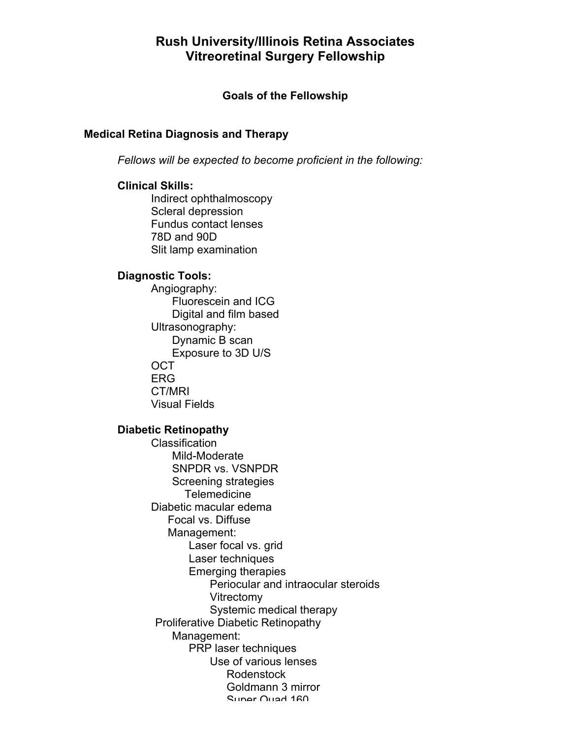# Rush University/Illinois Retina Associates
# Vitreoretinal Surgery Fellowship

### Goals of the Fellowship

## Medical Retina Diagnosis and Therapy

*Fellows will be expected to become proficient in the following:*

**Clinical Skills:**

- Indirect ophthalmoscopy
- Scleral depression
- Fundus contact lenses
- 78D and 90D
- Slit lamp examination

**Diagnostic Tools:**

- Angiography:
  - Fluorescein and ICG
  - Digital and film based
- Ultrasonography:
  - Dynamic B scan
  - Exposure to 3D U/S
- OCT
- ERG
- CT/MRI
- Visual Fields

**Diabetic Retinopathy**

- Classification
  - Mild-Moderate
  - SNPDR vs. VSNPDR
  - Screening strategies
    - Telemedicine
- Diabetic macular edema
  - Focal vs. Diffuse
  - Management:
    - Laser focal vs. grid
    - Laser techniques
    - Emerging therapies
      - Periocular and intraocular steroids
      - Vitrectomy
      - Systemic medical therapy
- Proliferative Diabetic Retinopathy
  - Management:
    - PRP laser techniques
      - Use of various lenses
        - Rodenstock
        - Goldmann 3 mirror
        - Super Quad 160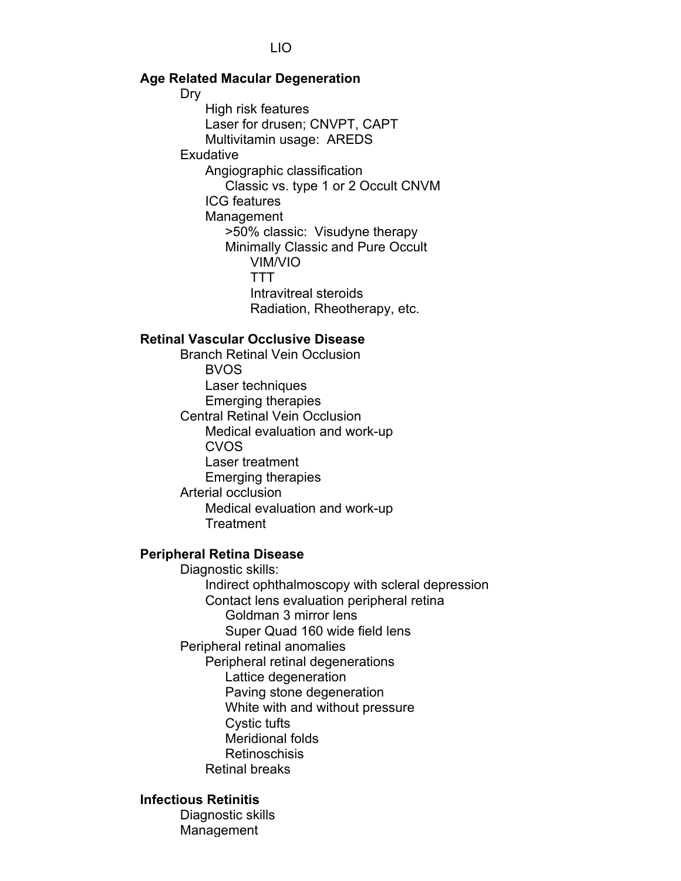LIO

**Age Related Macular Degeneration**

- Dry
  - High risk features
  - Laser for drusen; CNVPT, CAPT
  - Multivitamin usage: AREDS
- Exudative
  - Angiographic classification
    - Classic vs. type 1 or 2 Occult CNVM
  - ICG features
  - Management
    - >50% classic: Visudyne therapy
    - Minimally Classic and Pure Occult
      - VIM/VIO
      - TTT
      - Intravitreal steroids
      - Radiation, Rheotherapy, etc.

**Retinal Vascular Occlusive Disease**

- Branch Retinal Vein Occlusion
  - BVOS
  - Laser techniques
  - Emerging therapies
- Central Retinal Vein Occlusion
  - Medical evaluation and work-up
  - CVOS
  - Laser treatment
  - Emerging therapies
- Arterial occlusion
  - Medical evaluation and work-up
  - Treatment

**Peripheral Retina Disease**

- Diagnostic skills:
  - Indirect ophthalmoscopy with scleral depression
  - Contact lens evaluation peripheral retina
    - Goldman 3 mirror lens
    - Super Quad 160 wide field lens
- Peripheral retinal anomalies
  - Peripheral retinal degenerations
    - Lattice degeneration
    - Paving stone degeneration
    - White with and without pressure
    - Cystic tufts
    - Meridional folds
    - Retinoschisis
  - Retinal breaks

**Infectious Retinitis**

- Diagnostic skills
- Management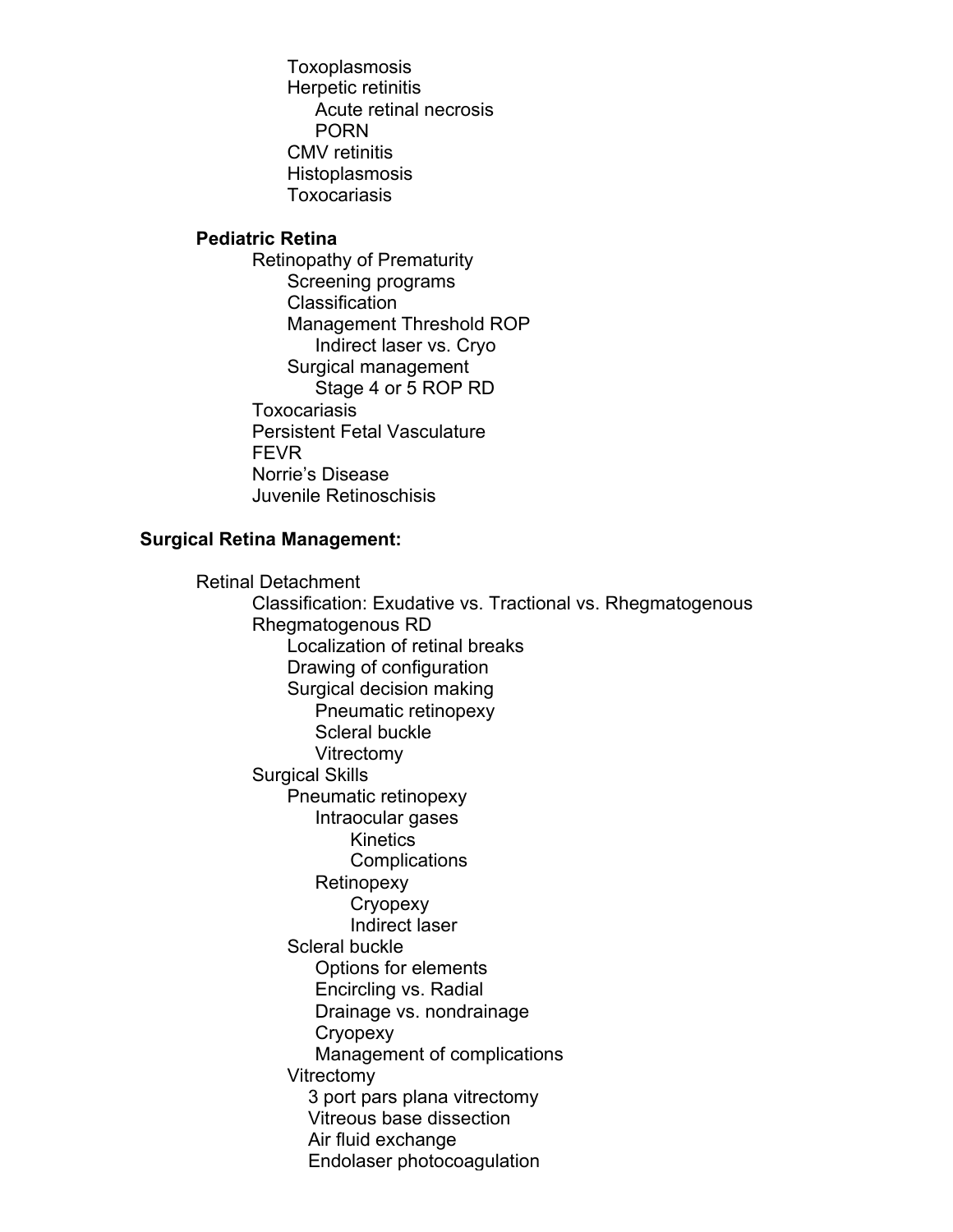- Toxoplasmosis
- Herpetic retinitis
  - Acute retinal necrosis
  - PORN
- CMV retinitis
- Histoplasmosis
- Toxocariasis

**Pediatric Retina**

- Retinopathy of Prematurity
  - Screening programs
  - Classification
  - Management Threshold ROP
    - Indirect laser vs. Cryo
  - Surgical management
    - Stage 4 or 5 ROP RD
- Toxocariasis
- Persistent Fetal Vasculature
- FEVR
- Norrie's Disease
- Juvenile Retinoschisis

**Surgical Retina Management:**

- Retinal Detachment
  - Classification: Exudative vs. Tractional vs. Rhegmatogenous
  - Rhegmatogenous RD
    - Localization of retinal breaks
    - Drawing of configuration
    - Surgical decision making
      - Pneumatic retinopexy
      - Scleral buckle
      - Vitrectomy
  - Surgical Skills
    - Pneumatic retinopexy
      - Intraocular gases
        - Kinetics
        - Complications
      - Retinopexy
        - Cryopexy
        - Indirect laser
    - Scleral buckle
      - Options for elements
      - Encircling vs. Radial
      - Drainage vs. nondrainage
      - Cryopexy
      - Management of complications
    - Vitrectomy
      - 3 port pars plana vitrectomy
      - Vitreous base dissection
      - Air fluid exchange
      - Endolaser photocoagulation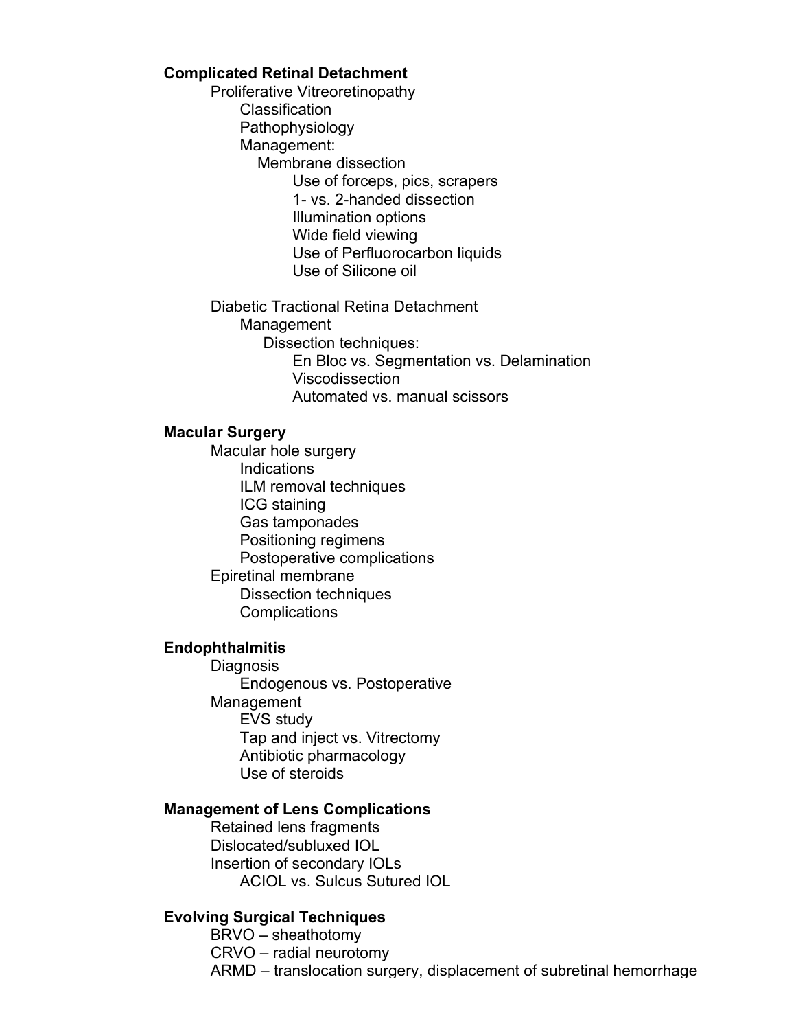**Complicated Retinal Detachment**

- Proliferative Vitreoretinopathy
  - Classification
  - Pathophysiology
  - Management:
    - Membrane dissection
      - Use of forceps, pics, scrapers
      - 1- vs. 2-handed dissection
      - Illumination options
      - Wide field viewing
      - Use of Perfluorocarbon liquids
      - Use of Silicone oil

- Diabetic Tractional Retina Detachment
  - Management
    - Dissection techniques:
      - En Bloc vs. Segmentation vs. Delamination
      - Viscodissection
      - Automated vs. manual scissors

**Macular Surgery**

- Macular hole surgery
  - Indications
  - ILM removal techniques
  - ICG staining
  - Gas tamponades
  - Positioning regimens
  - Postoperative complications
- Epiretinal membrane
  - Dissection techniques
  - Complications

**Endophthalmitis**

- Diagnosis
  - Endogenous vs. Postoperative
- Management
  - EVS study
  - Tap and inject vs. Vitrectomy
  - Antibiotic pharmacology
  - Use of steroids

**Management of Lens Complications**

- Retained lens fragments
- Dislocated/subluxed IOL
- Insertion of secondary IOLs
  - ACIOL vs. Sulcus Sutured IOL

**Evolving Surgical Techniques**

- BRVO – sheathotomy
- CRVO – radial neurotomy
- ARMD – translocation surgery, displacement of subretinal hemorrhage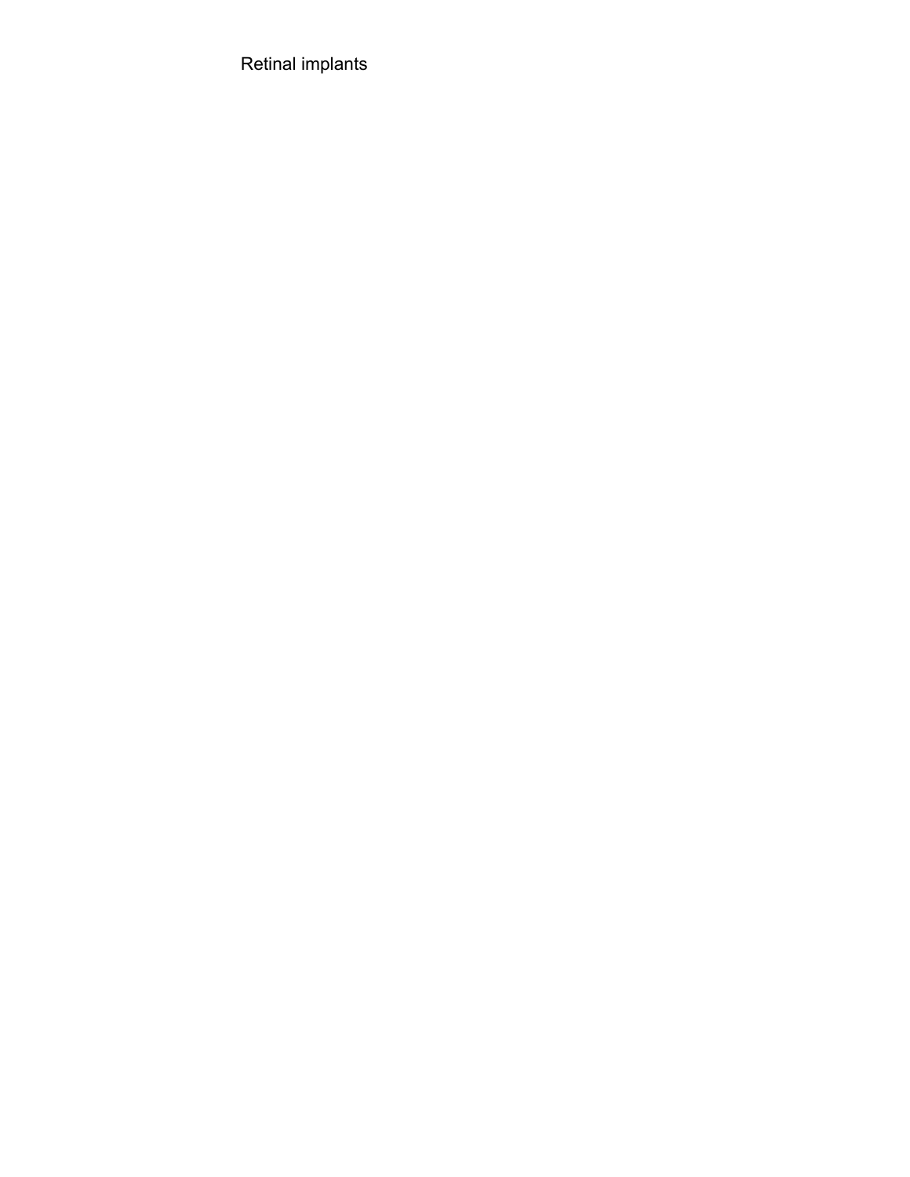Retinal implants